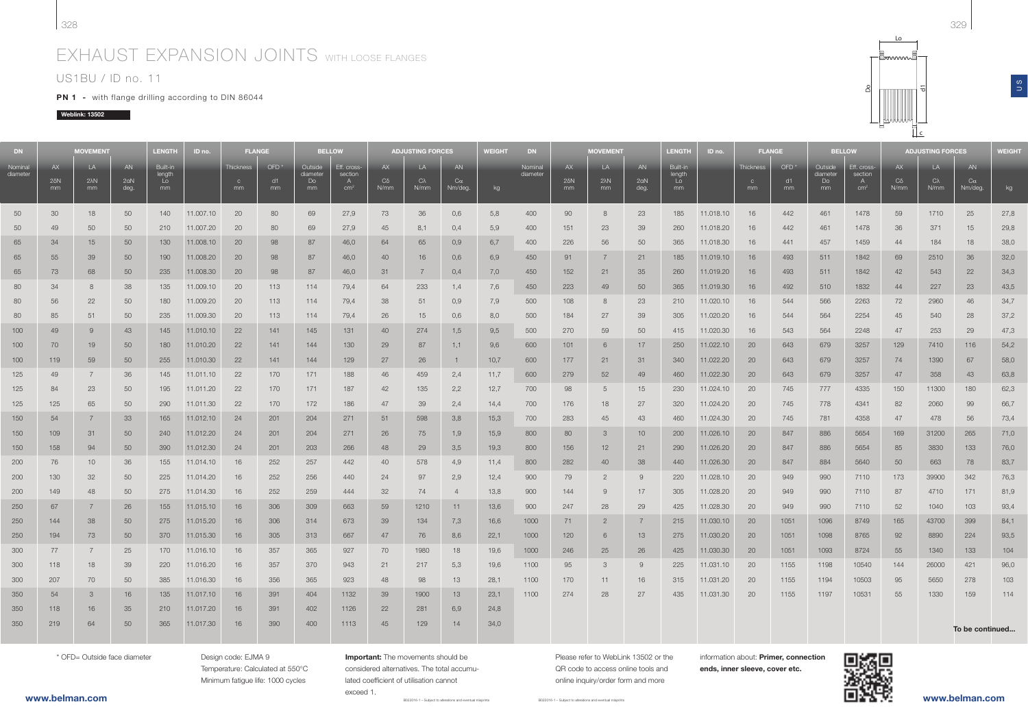# EXHAUST EXPANSION JOINTS WITH LOOSE FLANGES

## US1BU / ID no. 11

**PN 1 -** with flange drilling according to DIN 86044

**Weblink: 13502**

| DN | MOVEMENT | | | LENGTH | ID no. | FLANGE | | BELLOW | | ADJUSTING FORCES | | | WEIGHT |
|---|---|---|---|---|---|---|---|---|---|---|---|---|---|
| Nominal diameter | AX | LA | AN | Built-in length | | Thickness | OFD * | Outside diameter | Eff. cross-section | AX | LA | AN | |
| | 2δN mm | 2λN mm | 2αN deg. | Lo mm | | c mm | d1 mm | Do mm | A cm² | Cδ N/mm | Cλ N/mm | Cα Nm/deg. | kg |
| 50 | 30 | 18 | 50 | 140 | 11.007.10 | 20 | 80 | 69 | 27,9 | 73 | 36 | 0,6 | 5,8 |
| 50 | 49 | 50 | 50 | 210 | 11.007.20 | 20 | 80 | 69 | 27,9 | 45 | 8,1 | 0,4 | 5,9 |
| 65 | 34 | 15 | 50 | 130 | 11.008.10 | 20 | 98 | 87 | 46,0 | 64 | 65 | 0,9 | 6,7 |
| 65 | 55 | 39 | 50 | 190 | 11.008.20 | 20 | 98 | 87 | 46,0 | 40 | 16 | 0,6 | 6,9 |
| 65 | 73 | 68 | 50 | 235 | 11.008.30 | 20 | 98 | 87 | 46,0 | 31 | 7 | 0,4 | 7,0 |
| 80 | 34 | 8 | 38 | 135 | 11.009.10 | 20 | 113 | 114 | 79,4 | 64 | 233 | 1,4 | 7,6 |
| 80 | 56 | 22 | 50 | 180 | 11.009.20 | 20 | 113 | 114 | 79,4 | 38 | 51 | 0,9 | 7,9 |
| 80 | 85 | 51 | 50 | 235 | 11.009.30 | 20 | 113 | 114 | 79,4 | 26 | 15 | 0,6 | 8,0 |
| 100 | 49 | 9 | 43 | 145 | 11.010.10 | 22 | 141 | 145 | 131 | 40 | 274 | 1,5 | 9,5 |
| 100 | 70 | 19 | 50 | 180 | 11.010.20 | 22 | 141 | 144 | 130 | 29 | 87 | 1,1 | 9,6 |
| 100 | 119 | 59 | 50 | 255 | 11.010.30 | 22 | 141 | 144 | 129 | 27 | 26 | 1 | 10,7 |
| 125 | 49 | 7 | 36 | 145 | 11.011.10 | 22 | 170 | 171 | 188 | 46 | 459 | 2,4 | 11,7 |
| 125 | 84 | 23 | 50 | 195 | 11.011.20 | 22 | 170 | 171 | 187 | 42 | 135 | 2,2 | 12,7 |
| 125 | 125 | 65 | 50 | 290 | 11.011.30 | 22 | 170 | 172 | 186 | 47 | 39 | 2,4 | 14,4 |
| 150 | 54 | 7 | 33 | 165 | 11.012.10 | 24 | 201 | 204 | 271 | 51 | 598 | 3,8 | 15,3 |
| 150 | 109 | 31 | 50 | 240 | 11.012.20 | 24 | 201 | 204 | 271 | 26 | 75 | 1,9 | 15,9 |
| 150 | 158 | 94 | 50 | 390 | 11.012.30 | 24 | 201 | 203 | 266 | 48 | 29 | 3,5 | 19,3 |
| 200 | 76 | 10 | 36 | 155 | 11.014.10 | 16 | 252 | 257 | 442 | 40 | 578 | 4,9 | 11,4 |
| 200 | 130 | 32 | 50 | 225 | 11.014.20 | 16 | 252 | 256 | 440 | 24 | 97 | 2,9 | 12,4 |
| 200 | 149 | 48 | 50 | 275 | 11.014.30 | 16 | 252 | 259 | 444 | 32 | 74 | 4 | 13,8 |
| 250 | 67 | 7 | 26 | 155 | 11.015.10 | 16 | 306 | 309 | 663 | 59 | 1210 | 11 | 13,6 |
| 250 | 144 | 38 | 50 | 275 | 11.015.20 | 16 | 306 | 314 | 673 | 39 | 134 | 7,3 | 16,6 |
| 250 | 194 | 73 | 50 | 370 | 11.015.30 | 16 | 305 | 313 | 667 | 47 | 76 | 8,6 | 22,1 |
| 300 | 77 | 7 | 25 | 170 | 11.016.10 | 16 | 357 | 365 | 927 | 70 | 1980 | 18 | 19,6 |
| 300 | 118 | 18 | 39 | 220 | 11.016.20 | 16 | 357 | 370 | 943 | 21 | 217 | 5,3 | 19,6 |
| 300 | 207 | 70 | 50 | 385 | 11.016.30 | 16 | 356 | 365 | 923 | 48 | 98 | 13 | 28,1 |
| 350 | 54 | 3 | 16 | 135 | 11.017.10 | 16 | 391 | 404 | 1132 | 39 | 1900 | 13 | 23,1 |
| 350 | 118 | 16 | 35 | 210 | 11.017.20 | 16 | 391 | 402 | 1126 | 22 | 281 | 6,9 | 24,8 |
| 350 | 219 | 64 | 50 | 365 | 11.017.30 | 16 | 390 | 400 | 1113 | 45 | 129 | 14 | 34,0 |
| 400 | 90 | 8 | 23 | 185 | 11.018.10 | 16 | 442 | 461 | 1478 | 59 | 1710 | 25 | 27,8 |
| 400 | 151 | 23 | 39 | 260 | 11.018.20 | 16 | 442 | 461 | 1478 | 36 | 371 | 15 | 29,8 |
| 400 | 226 | 56 | 50 | 365 | 11.018.30 | 16 | 441 | 457 | 1459 | 44 | 184 | 18 | 38,0 |
| 450 | 91 | 7 | 21 | 185 | 11.019.10 | 16 | 493 | 511 | 1842 | 69 | 2510 | 36 | 32,0 |
| 450 | 152 | 21 | 35 | 260 | 11.019.20 | 16 | 493 | 511 | 1842 | 42 | 543 | 22 | 34,3 |
| 450 | 223 | 49 | 50 | 365 | 11.019.30 | 16 | 492 | 510 | 1832 | 44 | 227 | 23 | 43,5 |
| 500 | 108 | 8 | 23 | 210 | 11.020.10 | 16 | 544 | 566 | 2263 | 72 | 2960 | 46 | 34,7 |
| 500 | 184 | 27 | 39 | 305 | 11.020.20 | 16 | 544 | 564 | 2254 | 45 | 540 | 28 | 37,2 |
| 500 | 270 | 59 | 50 | 415 | 11.020.30 | 16 | 543 | 564 | 2248 | 47 | 253 | 29 | 47,3 |
| 600 | 101 | 6 | 17 | 250 | 11.022.10 | 20 | 643 | 679 | 3257 | 129 | 7410 | 116 | 54,2 |
| 600 | 177 | 21 | 31 | 340 | 11.022.20 | 20 | 643 | 679 | 3257 | 74 | 1390 | 67 | 58,0 |
| 600 | 279 | 52 | 49 | 460 | 11.022.30 | 20 | 643 | 679 | 3257 | 47 | 358 | 43 | 63,8 |
| 700 | 98 | 5 | 15 | 230 | 11.024.10 | 20 | 745 | 777 | 4335 | 150 | 11300 | 180 | 62,3 |
| 700 | 176 | 18 | 27 | 320 | 11.024.20 | 20 | 745 | 778 | 4341 | 82 | 2060 | 99 | 66,7 |
| 700 | 283 | 45 | 43 | 460 | 11.024.30 | 20 | 745 | 781 | 4358 | 47 | 478 | 56 | 73,4 |
| 800 | 80 | 3 | 10 | 200 | 11.026.10 | 20 | 847 | 886 | 5654 | 169 | 31200 | 265 | 71,0 |
| 800 | 156 | 12 | 21 | 290 | 11.026.20 | 20 | 847 | 886 | 5654 | 85 | 3830 | 133 | 76,0 |
| 800 | 282 | 40 | 38 | 440 | 11.026.30 | 20 | 847 | 884 | 5640 | 50 | 663 | 78 | 83,7 |
| 900 | 79 | 2 | 9 | 220 | 11.028.10 | 20 | 949 | 990 | 7110 | 173 | 39900 | 342 | 76,3 |
| 900 | 144 | 9 | 17 | 305 | 11.028.20 | 20 | 949 | 990 | 7110 | 87 | 4710 | 171 | 81,9 |
| 900 | 247 | 28 | 29 | 425 | 11.028.30 | 20 | 949 | 990 | 7110 | 52 | 1040 | 103 | 93,4 |
| 1000 | 71 | 2 | 7 | 215 | 11.030.10 | 20 | 1051 | 1096 | 8749 | 165 | 43700 | 399 | 84,1 |
| 1000 | 120 | 6 | 13 | 275 | 11.030.20 | 20 | 1051 | 1098 | 8765 | 92 | 8890 | 224 | 93,5 |
| 1000 | 246 | 25 | 26 | 425 | 11.030.30 | 20 | 1051 | 1093 | 8724 | 55 | 1340 | 133 | 104 |
| 1100 | 95 | 3 | 9 | 225 | 11.031.10 | 20 | 1155 | 1198 | 10540 | 144 | 26000 | 421 | 96,0 |
| 1100 | 170 | 11 | 16 | 315 | 11.031.20 | 20 | 1155 | 1194 | 10503 | 95 | 5650 | 278 | 103 |
| 1100 | 274 | 28 | 27 | 435 | 11.031.30 | 20 | 1155 | 1197 | 10531 | 55 | 1330 | 159 | 114 |

To be continued...

\* OFD= Outside face diameter

Design code: EJMA 9
Temperature: Calculated at 550°C
Minimum fatigue life: 1000 cycles

**Important:** The movements should be considered alternatives. The total accumulated coefficient of utilisation cannot exceed 1.

Please refer to WebLink 13502 or the QR code to access online tools and online inquiry/order form and more information about: **Primer, connection ends, inner sleeve, cover etc.**

www.belman.com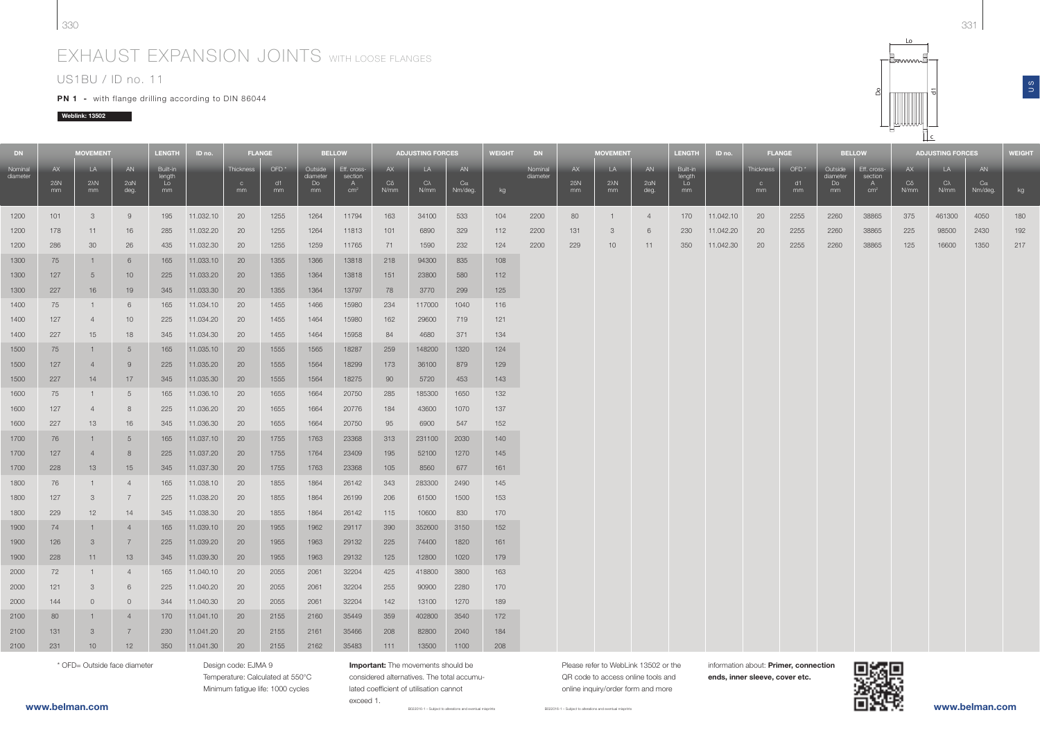# EXHAUST EXPANSION JOINTS WITH LOOSE FLANGES

## US1BU / ID no. 11

**PN 1 -** with flange drilling according to DIN 86044

**Weblink: 13502**

| DN | MOVEMENT | | | LENGTH | ID no. | FLANGE | | BELLOW | | ADJUSTING FORCES | | | WEIGHT |
|---|---|---|---|---|---|---|---|---|---|---|---|---|---|
| Nominal diameter | AX 2δN mm | LA 2λN mm | AN 2αN deg. | Built-in length Lo mm | | Thickness c mm | OFD * d1 mm | Outside diameter Do mm | Eff. cross-section A cm² | AX Cδ N/mm | LA Cλ N/mm | AN Cα Nm/deg. | kg |
| 1200 | 101 | 3 | 9 | 195 | 11.032.10 | 20 | 1255 | 1264 | 11794 | 163 | 34100 | 533 | 104 |
| 1200 | 178 | 11 | 16 | 285 | 11.032.20 | 20 | 1255 | 1264 | 11813 | 101 | 6890 | 329 | 112 |
| 1200 | 286 | 30 | 26 | 435 | 11.032.30 | 20 | 1255 | 1259 | 11765 | 71 | 1590 | 232 | 124 |
| 1300 | 75 | 1 | 6 | 165 | 11.033.10 | 20 | 1355 | 1366 | 13818 | 218 | 94300 | 835 | 108 |
| 1300 | 127 | 5 | 10 | 225 | 11.033.20 | 20 | 1355 | 1364 | 13818 | 151 | 23800 | 580 | 112 |
| 1300 | 227 | 16 | 19 | 345 | 11.033.30 | 20 | 1355 | 1364 | 13797 | 78 | 3770 | 299 | 125 |
| 1400 | 75 | 1 | 6 | 165 | 11.034.10 | 20 | 1455 | 1466 | 15980 | 234 | 117000 | 1040 | 116 |
| 1400 | 127 | 4 | 10 | 225 | 11.034.20 | 20 | 1455 | 1464 | 15980 | 162 | 29600 | 719 | 121 |
| 1400 | 227 | 15 | 18 | 345 | 11.034.30 | 20 | 1455 | 1464 | 15958 | 84 | 4680 | 371 | 134 |
| 1500 | 75 | 1 | 5 | 165 | 11.035.10 | 20 | 1555 | 1565 | 18287 | 259 | 148200 | 1320 | 124 |
| 1500 | 127 | 4 | 9 | 225 | 11.035.20 | 20 | 1555 | 1564 | 18299 | 173 | 36100 | 879 | 129 |
| 1500 | 227 | 14 | 17 | 345 | 11.035.30 | 20 | 1555 | 1564 | 18275 | 90 | 5720 | 453 | 143 |
| 1600 | 75 | 1 | 5 | 165 | 11.036.10 | 20 | 1655 | 1664 | 20750 | 285 | 185300 | 1650 | 132 |
| 1600 | 127 | 4 | 8 | 225 | 11.036.20 | 20 | 1655 | 1664 | 20776 | 184 | 43600 | 1070 | 137 |
| 1600 | 227 | 13 | 16 | 345 | 11.036.30 | 20 | 1655 | 1664 | 20750 | 95 | 6900 | 547 | 152 |
| 1700 | 76 | 1 | 5 | 165 | 11.037.10 | 20 | 1755 | 1763 | 23368 | 313 | 231100 | 2030 | 140 |
| 1700 | 127 | 4 | 8 | 225 | 11.037.20 | 20 | 1755 | 1764 | 23409 | 195 | 52100 | 1270 | 145 |
| 1700 | 228 | 13 | 15 | 345 | 11.037.30 | 20 | 1755 | 1763 | 23368 | 105 | 8560 | 677 | 161 |
| 1800 | 76 | 1 | 4 | 165 | 11.038.10 | 20 | 1855 | 1864 | 26142 | 343 | 283300 | 2490 | 145 |
| 1800 | 127 | 3 | 7 | 225 | 11.038.20 | 20 | 1855 | 1864 | 26199 | 206 | 61500 | 1500 | 153 |
| 1800 | 229 | 12 | 14 | 345 | 11.038.30 | 20 | 1855 | 1864 | 26142 | 115 | 10600 | 830 | 170 |
| 1900 | 74 | 1 | 4 | 165 | 11.039.10 | 20 | 1955 | 1962 | 29117 | 390 | 352600 | 3150 | 152 |
| 1900 | 126 | 3 | 7 | 225 | 11.039.20 | 20 | 1955 | 1963 | 29132 | 225 | 74400 | 1820 | 161 |
| 1900 | 228 | 11 | 13 | 345 | 11.039.30 | 20 | 1955 | 1963 | 29132 | 125 | 12800 | 1020 | 179 |
| 2000 | 72 | 1 | 4 | 165 | 11.040.10 | 20 | 2055 | 2061 | 32204 | 425 | 418800 | 3800 | 163 |
| 2000 | 121 | 3 | 6 | 225 | 11.040.20 | 20 | 2055 | 2061 | 32204 | 255 | 90900 | 2280 | 170 |
| 2000 | 144 | 0 | 0 | 344 | 11.040.30 | 20 | 2055 | 2061 | 32204 | 142 | 13100 | 1270 | 189 |
| 2100 | 80 | 1 | 4 | 170 | 11.041.10 | 20 | 2155 | 2160 | 35449 | 359 | 402800 | 3540 | 172 |
| 2100 | 131 | 3 | 7 | 230 | 11.041.20 | 20 | 2155 | 2161 | 35466 | 208 | 82800 | 2040 | 184 |
| 2100 | 231 | 10 | 12 | 350 | 11.041.30 | 20 | 2155 | 2162 | 35483 | 111 | 13500 | 1100 | 208 |
| 2200 | 80 | 1 | 4 | 170 | 11.042.10 | 20 | 2255 | 2260 | 38865 | 375 | 461300 | 4050 | 180 |
| 2200 | 131 | 3 | 6 | 230 | 11.042.20 | 20 | 2255 | 2260 | 38865 | 225 | 98500 | 2430 | 192 |
| 2200 | 229 | 10 | 11 | 350 | 11.042.30 | 20 | 2255 | 2260 | 38865 | 125 | 16600 | 1350 | 217 |

\* OFD= Outside face diameter

Design code: EJMA 9
Temperature: Calculated at 550°C
Minimum fatigue life: 1000 cycles

**Important:** The movements should be considered alternatives. The total accumulated coefficient of utilisation cannot exceed 1.

Please refer to WebLink 13502 or the QR code to access online tools and online inquiry/order form and more information about: **Primer, connection ends, inner sleeve, cover etc.**

www.belman.com